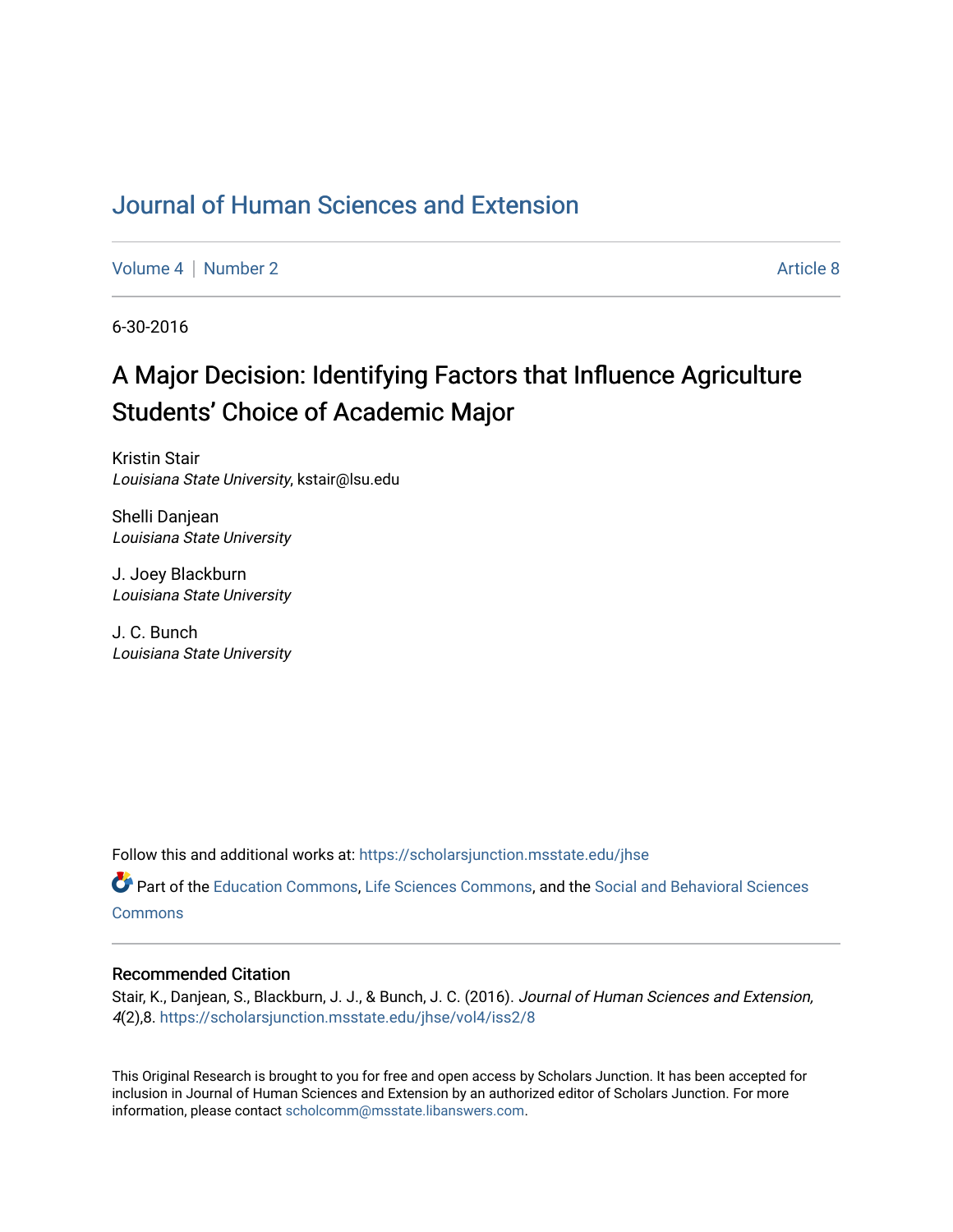# Journal of Human Sciences and Extension

Volume 4 | Number 2 Article 8

6-30-2016

## A Major Decision: Identifying Factors that Influence Agriculture Students' Choice of Academic Major

Kristin Stair
*Louisiana State University*, kstair@lsu.edu

Shelli Danjean
*Louisiana State University*

J. Joey Blackburn
*Louisiana State University*

J. C. Bunch
*Louisiana State University*

Follow this and additional works at: https://scholarsjunction.msstate.edu/jhse

Part of the Education Commons, Life Sciences Commons, and the Social and Behavioral Sciences Commons

### Recommended Citation

Stair, K., Danjean, S., Blackburn, J. J., & Bunch, J. C. (2016). *Journal of Human Sciences and Extension, 4*(2),8. https://scholarsjunction.msstate.edu/jhse/vol4/iss2/8

This Original Research is brought to you for free and open access by Scholars Junction. It has been accepted for inclusion in Journal of Human Sciences and Extension by an authorized editor of Scholars Junction. For more information, please contact scholcomm@msstate.libanswers.com.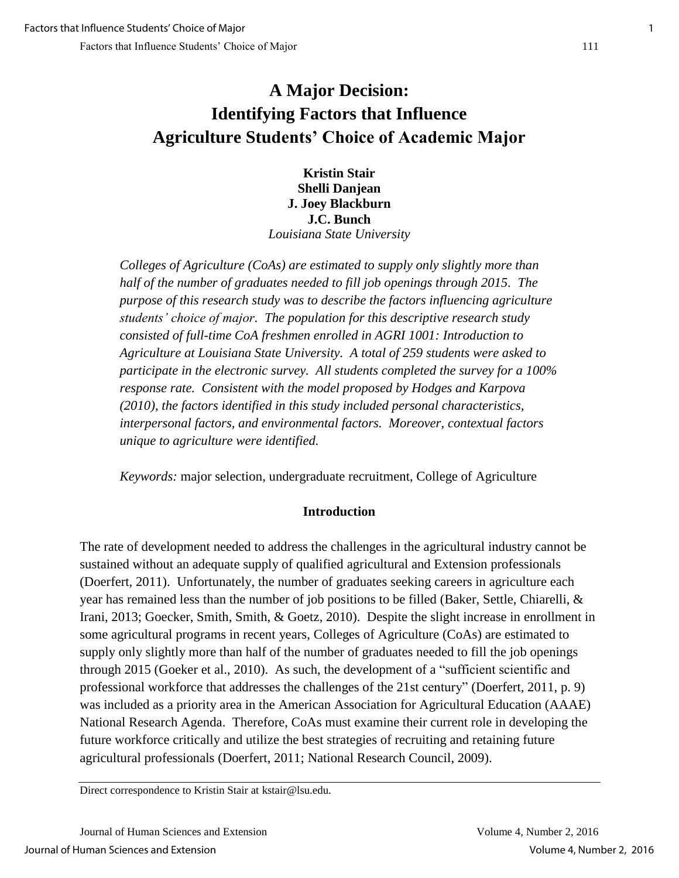# A Major Decision: Identifying Factors that Influence Agriculture Students' Choice of Academic Major

**Kristin Stair**
**Shelli Danjean**
**J. Joey Blackburn**
**J.C. Bunch**
*Louisiana State University*

*Colleges of Agriculture (CoAs) are estimated to supply only slightly more than half of the number of graduates needed to fill job openings through 2015. The purpose of this research study was to describe the factors influencing agriculture students' choice of major. The population for this descriptive research study consisted of full-time CoA freshmen enrolled in AGRI 1001: Introduction to Agriculture at Louisiana State University. A total of 259 students were asked to participate in the electronic survey. All students completed the survey for a 100% response rate. Consistent with the model proposed by Hodges and Karpova (2010), the factors identified in this study included personal characteristics, interpersonal factors, and environmental factors. Moreover, contextual factors unique to agriculture were identified.*

*Keywords:* major selection, undergraduate recruitment, College of Agriculture

## Introduction

The rate of development needed to address the challenges in the agricultural industry cannot be sustained without an adequate supply of qualified agricultural and Extension professionals (Doerfert, 2011). Unfortunately, the number of graduates seeking careers in agriculture each year has remained less than the number of job positions to be filled (Baker, Settle, Chiarelli, & Irani, 2013; Goecker, Smith, Smith, & Goetz, 2010). Despite the slight increase in enrollment in some agricultural programs in recent years, Colleges of Agriculture (CoAs) are estimated to supply only slightly more than half of the number of graduates needed to fill the job openings through 2015 (Goeker et al., 2010). As such, the development of a "sufficient scientific and professional workforce that addresses the challenges of the 21st century" (Doerfert, 2011, p. 9) was included as a priority area in the American Association for Agricultural Education (AAAE) National Research Agenda. Therefore, CoAs must examine their current role in developing the future workforce critically and utilize the best strategies of recruiting and retaining future agricultural professionals (Doerfert, 2011; National Research Council, 2009).

Direct correspondence to Kristin Stair at kstair@lsu.edu.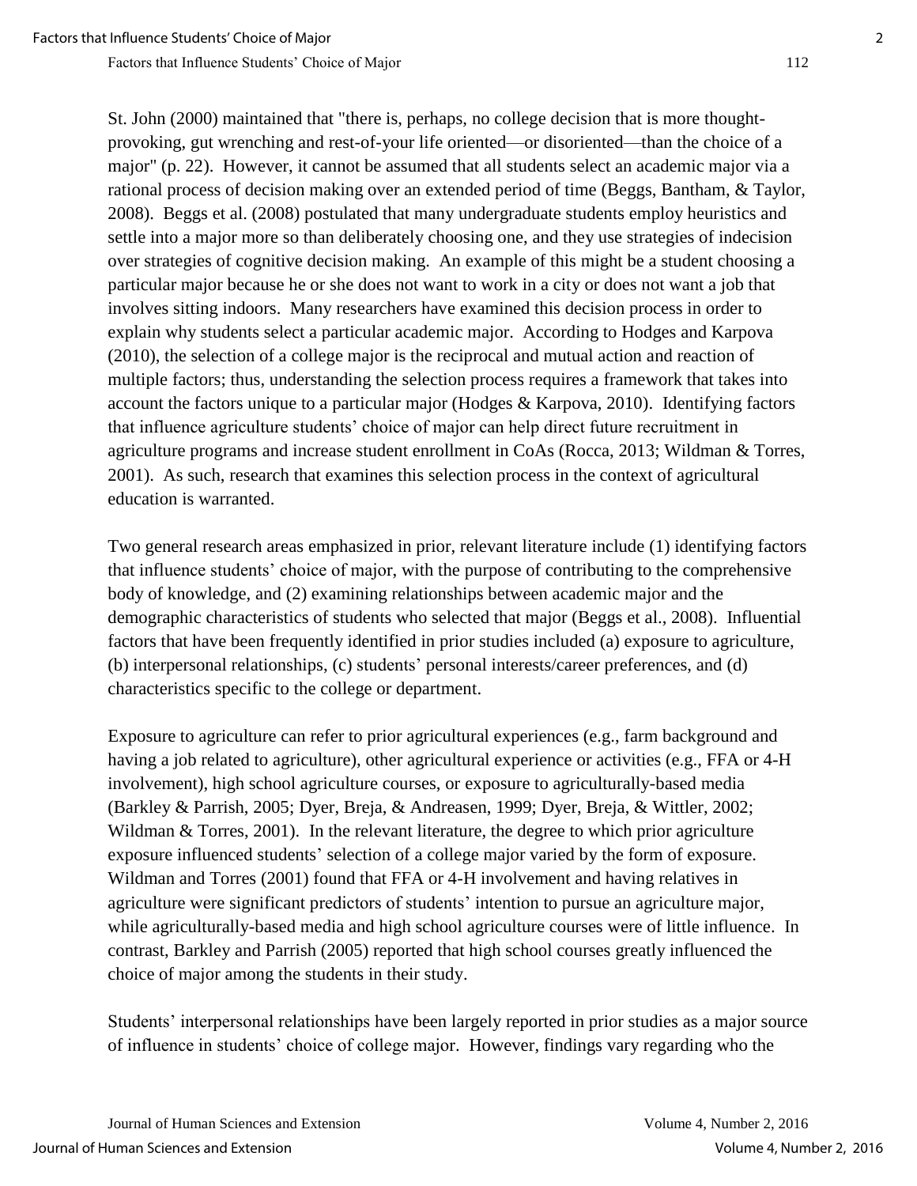St. John (2000) maintained that "there is, perhaps, no college decision that is more thought-provoking, gut wrenching and rest-of-your life oriented—or disoriented—than the choice of a major" (p. 22). However, it cannot be assumed that all students select an academic major via a rational process of decision making over an extended period of time (Beggs, Bantham, & Taylor, 2008). Beggs et al. (2008) postulated that many undergraduate students employ heuristics and settle into a major more so than deliberately choosing one, and they use strategies of indecision over strategies of cognitive decision making. An example of this might be a student choosing a particular major because he or she does not want to work in a city or does not want a job that involves sitting indoors. Many researchers have examined this decision process in order to explain why students select a particular academic major. According to Hodges and Karpova (2010), the selection of a college major is the reciprocal and mutual action and reaction of multiple factors; thus, understanding the selection process requires a framework that takes into account the factors unique to a particular major (Hodges & Karpova, 2010). Identifying factors that influence agriculture students' choice of major can help direct future recruitment in agriculture programs and increase student enrollment in CoAs (Rocca, 2013; Wildman & Torres, 2001). As such, research that examines this selection process in the context of agricultural education is warranted.

Two general research areas emphasized in prior, relevant literature include (1) identifying factors that influence students' choice of major, with the purpose of contributing to the comprehensive body of knowledge, and (2) examining relationships between academic major and the demographic characteristics of students who selected that major (Beggs et al., 2008). Influential factors that have been frequently identified in prior studies included (a) exposure to agriculture, (b) interpersonal relationships, (c) students' personal interests/career preferences, and (d) characteristics specific to the college or department.

Exposure to agriculture can refer to prior agricultural experiences (e.g., farm background and having a job related to agriculture), other agricultural experience or activities (e.g., FFA or 4-H involvement), high school agriculture courses, or exposure to agriculturally-based media (Barkley & Parrish, 2005; Dyer, Breja, & Andreasen, 1999; Dyer, Breja, & Wittler, 2002; Wildman & Torres, 2001). In the relevant literature, the degree to which prior agriculture exposure influenced students' selection of a college major varied by the form of exposure. Wildman and Torres (2001) found that FFA or 4-H involvement and having relatives in agriculture were significant predictors of students' intention to pursue an agriculture major, while agriculturally-based media and high school agriculture courses were of little influence. In contrast, Barkley and Parrish (2005) reported that high school courses greatly influenced the choice of major among the students in their study.

Students' interpersonal relationships have been largely reported in prior studies as a major source of influence in students' choice of college major. However, findings vary regarding who the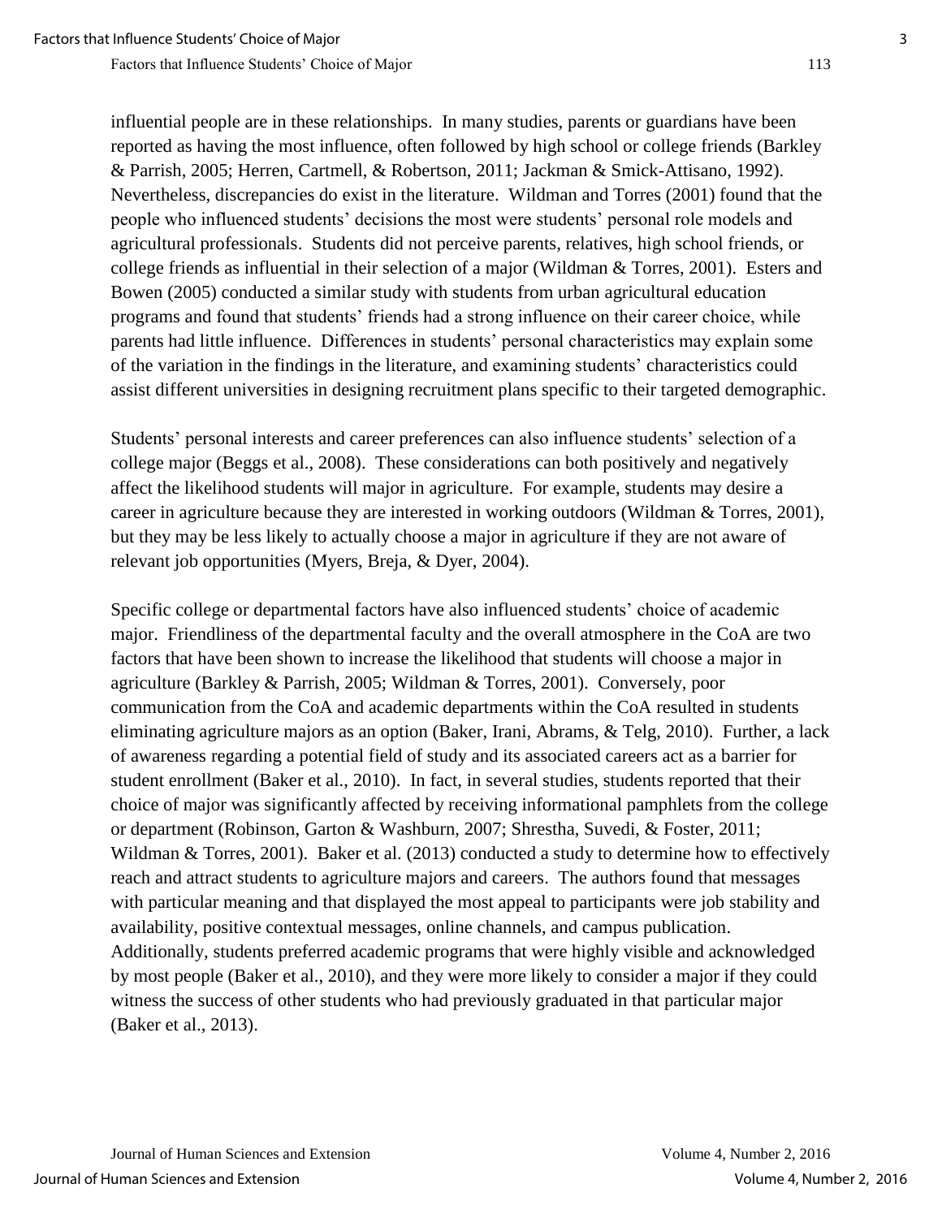influential people are in these relationships. In many studies, parents or guardians have been reported as having the most influence, often followed by high school or college friends (Barkley & Parrish, 2005; Herren, Cartmell, & Robertson, 2011; Jackman & Smick-Attisano, 1992). Nevertheless, discrepancies do exist in the literature. Wildman and Torres (2001) found that the people who influenced students' decisions the most were students' personal role models and agricultural professionals. Students did not perceive parents, relatives, high school friends, or college friends as influential in their selection of a major (Wildman & Torres, 2001). Esters and Bowen (2005) conducted a similar study with students from urban agricultural education programs and found that students' friends had a strong influence on their career choice, while parents had little influence. Differences in students' personal characteristics may explain some of the variation in the findings in the literature, and examining students' characteristics could assist different universities in designing recruitment plans specific to their targeted demographic.

Students' personal interests and career preferences can also influence students' selection of a college major (Beggs et al., 2008). These considerations can both positively and negatively affect the likelihood students will major in agriculture. For example, students may desire a career in agriculture because they are interested in working outdoors (Wildman & Torres, 2001), but they may be less likely to actually choose a major in agriculture if they are not aware of relevant job opportunities (Myers, Breja, & Dyer, 2004).

Specific college or departmental factors have also influenced students' choice of academic major. Friendliness of the departmental faculty and the overall atmosphere in the CoA are two factors that have been shown to increase the likelihood that students will choose a major in agriculture (Barkley & Parrish, 2005; Wildman & Torres, 2001). Conversely, poor communication from the CoA and academic departments within the CoA resulted in students eliminating agriculture majors as an option (Baker, Irani, Abrams, & Telg, 2010). Further, a lack of awareness regarding a potential field of study and its associated careers act as a barrier for student enrollment (Baker et al., 2010). In fact, in several studies, students reported that their choice of major was significantly affected by receiving informational pamphlets from the college or department (Robinson, Garton & Washburn, 2007; Shrestha, Suvedi, & Foster, 2011; Wildman & Torres, 2001). Baker et al. (2013) conducted a study to determine how to effectively reach and attract students to agriculture majors and careers. The authors found that messages with particular meaning and that displayed the most appeal to participants were job stability and availability, positive contextual messages, online channels, and campus publication. Additionally, students preferred academic programs that were highly visible and acknowledged by most people (Baker et al., 2010), and they were more likely to consider a major if they could witness the success of other students who had previously graduated in that particular major (Baker et al., 2013).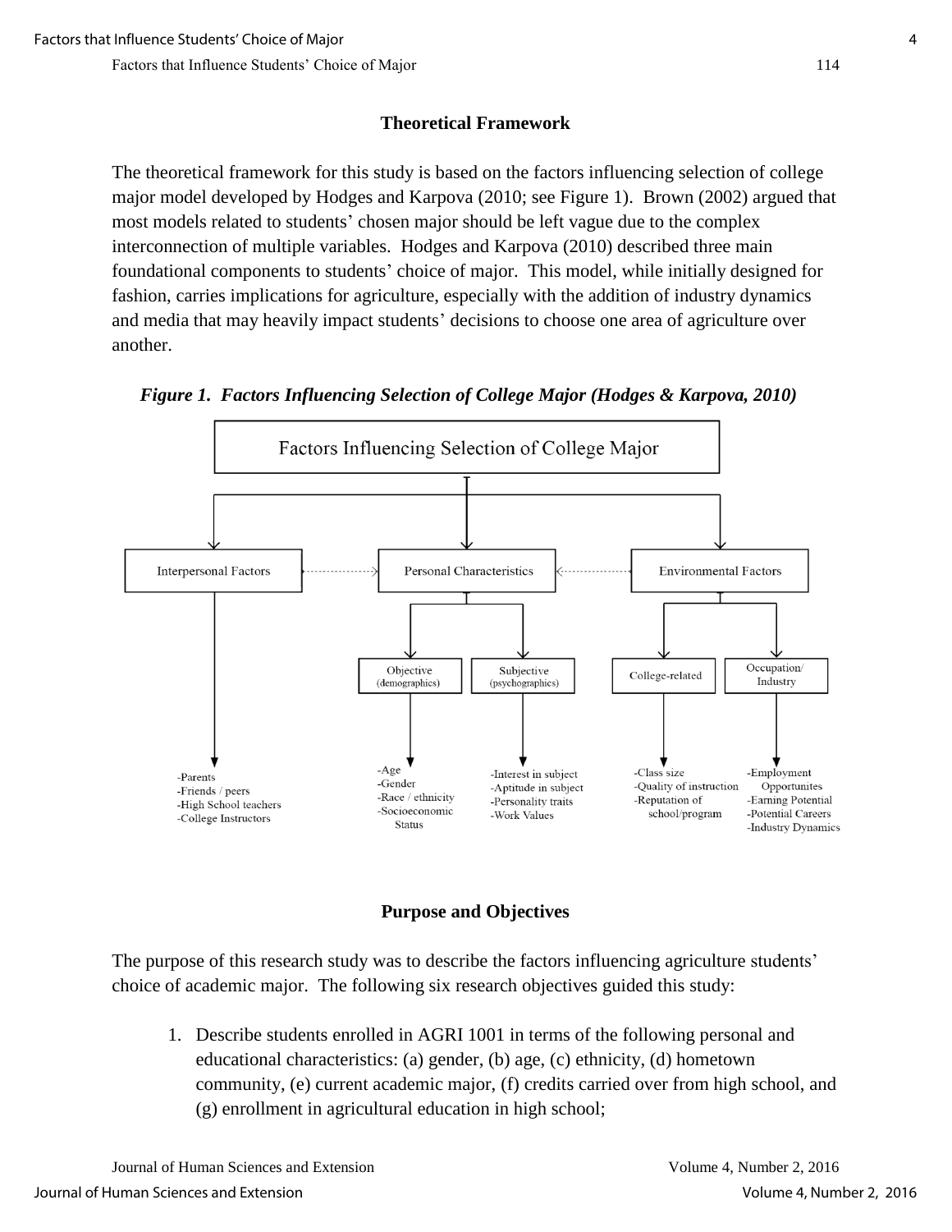## Theoretical Framework

The theoretical framework for this study is based on the factors influencing selection of college major model developed by Hodges and Karpova (2010; see Figure 1). Brown (2002) argued that most models related to students' chosen major should be left vague due to the complex interconnection of multiple variables. Hodges and Karpova (2010) described three main foundational components to students' choice of major. This model, while initially designed for fashion, carries implications for agriculture, especially with the addition of industry dynamics and media that may heavily impact students' decisions to choose one area of agriculture over another.

***Figure 1. Factors Influencing Selection of College Major (Hodges & Karpova, 2010)***

Factors Influencing Selection of College Major

- Interpersonal Factors
  - -Parents
  - -Friends / peers
  - -High School teachers
  - -College Instructors
- Personal Characteristics
  - Objective (demographics)
    - -Age
    - -Gender
    - -Race / ethnicity
    - -Socioeconomic Status
  - Subjective (psychographics)
    - -Interest in subject
    - -Aptitude in subject
    - -Personality traits
    - -Work Values
- Environmental Factors
  - College-related
    - -Class size
    - -Quality of instruction
    - -Reputation of school/program
  - Occupation/ Industry
    - -Employment Opportunites
    - -Earning Potential
    - -Potential Careers
    - -Industry Dynamics

## Purpose and Objectives

The purpose of this research study was to describe the factors influencing agriculture students' choice of academic major. The following six research objectives guided this study:

1. Describe students enrolled in AGRI 1001 in terms of the following personal and educational characteristics: (a) gender, (b) age, (c) ethnicity, (d) hometown community, (e) current academic major, (f) credits carried over from high school, and (g) enrollment in agricultural education in high school;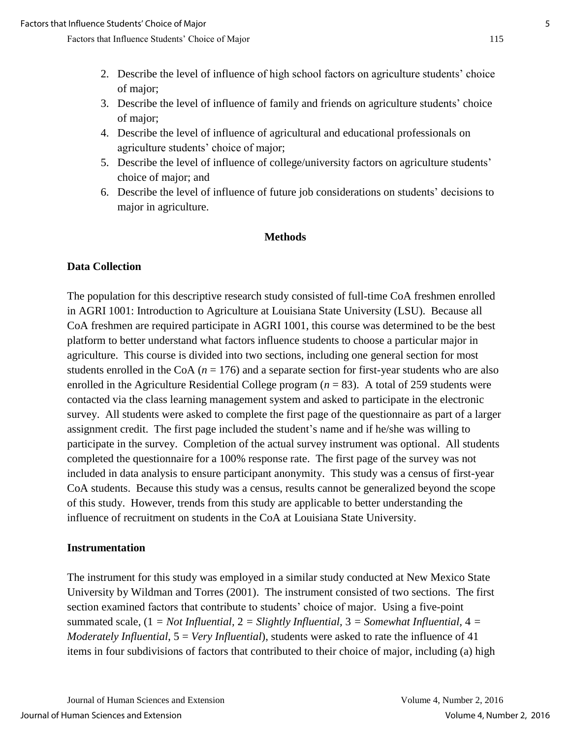2. Describe the level of influence of high school factors on agriculture students' choice of major;
3. Describe the level of influence of family and friends on agriculture students' choice of major;
4. Describe the level of influence of agricultural and educational professionals on agriculture students' choice of major;
5. Describe the level of influence of college/university factors on agriculture students' choice of major; and
6. Describe the level of influence of future job considerations on students' decisions to major in agriculture.

## Methods

### Data Collection

The population for this descriptive research study consisted of full-time CoA freshmen enrolled in AGRI 1001: Introduction to Agriculture at Louisiana State University (LSU). Because all CoA freshmen are required participate in AGRI 1001, this course was determined to be the best platform to better understand what factors influence students to choose a particular major in agriculture. This course is divided into two sections, including one general section for most students enrolled in the CoA ($n$ = 176) and a separate section for first-year students who are also enrolled in the Agriculture Residential College program ($n$ = 83). A total of 259 students were contacted via the class learning management system and asked to participate in the electronic survey. All students were asked to complete the first page of the questionnaire as part of a larger assignment credit. The first page included the student's name and if he/she was willing to participate in the survey. Completion of the actual survey instrument was optional. All students completed the questionnaire for a 100% response rate. The first page of the survey was not included in data analysis to ensure participant anonymity. This study was a census of first-year CoA students. Because this study was a census, results cannot be generalized beyond the scope of this study. However, trends from this study are applicable to better understanding the influence of recruitment on students in the CoA at Louisiana State University.

### Instrumentation

The instrument for this study was employed in a similar study conducted at New Mexico State University by Wildman and Torres (2001). The instrument consisted of two sections. The first section examined factors that contribute to students' choice of major. Using a five-point summated scale, (1 = *Not Influential,* 2 = *Slightly Influential,* 3 = *Somewhat Influential,* 4 = *Moderately Influential,* 5 = *Very Influential*), students were asked to rate the influence of 41 items in four subdivisions of factors that contributed to their choice of major, including (a) high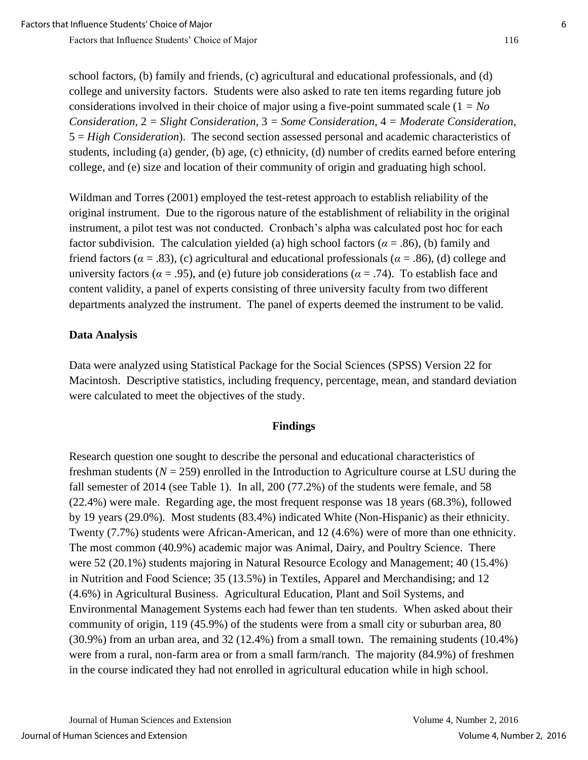school factors, (b) family and friends, (c) agricultural and educational professionals, and (d) college and university factors. Students were also asked to rate ten items regarding future job considerations involved in their choice of major using a five-point summated scale (1 = *No Consideration*, 2 = *Slight Consideration*, 3 = *Some Consideration*, 4 = *Moderate Consideration*, 5 = *High Consideration*). The second section assessed personal and academic characteristics of students, including (a) gender, (b) age, (c) ethnicity, (d) number of credits earned before entering college, and (e) size and location of their community of origin and graduating high school.

Wildman and Torres (2001) employed the test-retest approach to establish reliability of the original instrument. Due to the rigorous nature of the establishment of reliability in the original instrument, a pilot test was not conducted. Cronbach's alpha was calculated post hoc for each factor subdivision. The calculation yielded (a) high school factors ($\alpha$ = .86), (b) family and friend factors ($\alpha$ = .83), (c) agricultural and educational professionals ($\alpha$ = .86), (d) college and university factors ($\alpha$ = .95), and (e) future job considerations ($\alpha$ = .74). To establish face and content validity, a panel of experts consisting of three university faculty from two different departments analyzed the instrument. The panel of experts deemed the instrument to be valid.

### Data Analysis

Data were analyzed using Statistical Package for the Social Sciences (SPSS) Version 22 for Macintosh. Descriptive statistics, including frequency, percentage, mean, and standard deviation were calculated to meet the objectives of the study.

## Findings

Research question one sought to describe the personal and educational characteristics of freshman students ($N$ = 259) enrolled in the Introduction to Agriculture course at LSU during the fall semester of 2014 (see Table 1). In all, 200 (77.2%) of the students were female, and 58 (22.4%) were male. Regarding age, the most frequent response was 18 years (68.3%), followed by 19 years (29.0%). Most students (83.4%) indicated White (Non-Hispanic) as their ethnicity. Twenty (7.7%) students were African-American, and 12 (4.6%) were of more than one ethnicity. The most common (40.9%) academic major was Animal, Dairy, and Poultry Science. There were 52 (20.1%) students majoring in Natural Resource Ecology and Management; 40 (15.4%) in Nutrition and Food Science; 35 (13.5%) in Textiles, Apparel and Merchandising; and 12 (4.6%) in Agricultural Business. Agricultural Education, Plant and Soil Systems, and Environmental Management Systems each had fewer than ten students. When asked about their community of origin, 119 (45.9%) of the students were from a small city or suburban area, 80 (30.9%) from an urban area, and 32 (12.4%) from a small town. The remaining students (10.4%) were from a rural, non-farm area or from a small farm/ranch. The majority (84.9%) of freshmen in the course indicated they had not enrolled in agricultural education while in high school.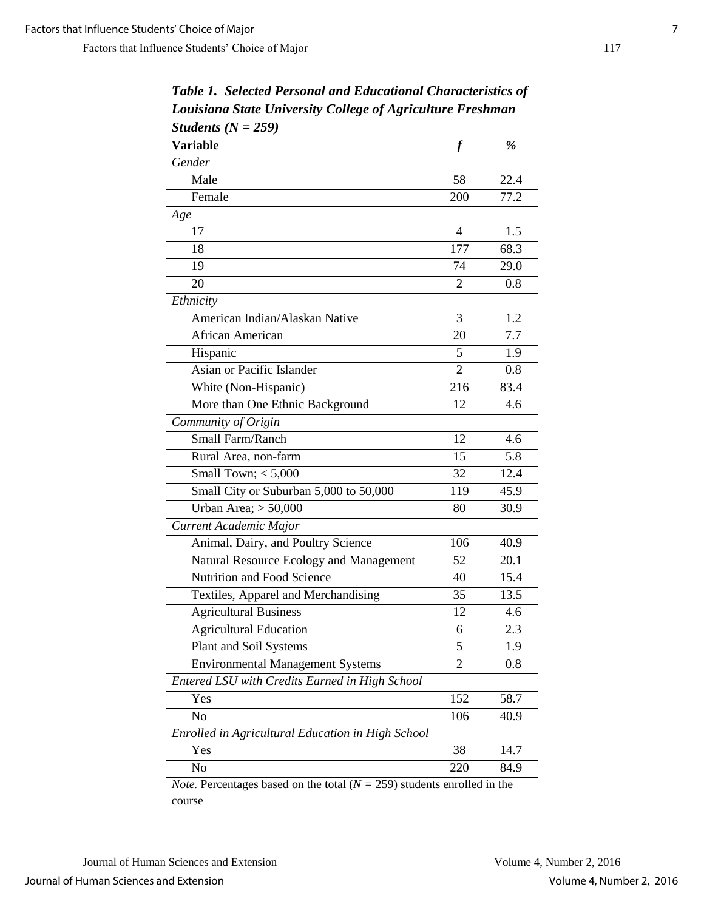***Table 1. Selected Personal and Educational Characteristics of Louisiana State University College of Agriculture Freshman Students (N = 259)***

| Variable | *f* | *%* |
|---|---|---|
| *Gender* | | |
| Male | 58 | 22.4 |
| Female | 200 | 77.2 |
| *Age* | | |
| 17 | 4 | 1.5 |
| 18 | 177 | 68.3 |
| 19 | 74 | 29.0 |
| 20 | 2 | 0.8 |
| *Ethnicity* | | |
| American Indian/Alaskan Native | 3 | 1.2 |
| African American | 20 | 7.7 |
| Hispanic | 5 | 1.9 |
| Asian or Pacific Islander | 2 | 0.8 |
| White (Non-Hispanic) | 216 | 83.4 |
| More than One Ethnic Background | 12 | 4.6 |
| *Community of Origin* | | |
| Small Farm/Ranch | 12 | 4.6 |
| Rural Area, non-farm | 15 | 5.8 |
| Small Town; < 5,000 | 32 | 12.4 |
| Small City or Suburban 5,000 to 50,000 | 119 | 45.9 |
| Urban Area; > 50,000 | 80 | 30.9 |
| *Current Academic Major* | | |
| Animal, Dairy, and Poultry Science | 106 | 40.9 |
| Natural Resource Ecology and Management | 52 | 20.1 |
| Nutrition and Food Science | 40 | 15.4 |
| Textiles, Apparel and Merchandising | 35 | 13.5 |
| Agricultural Business | 12 | 4.6 |
| Agricultural Education | 6 | 2.3 |
| Plant and Soil Systems | 5 | 1.9 |
| Environmental Management Systems | 2 | 0.8 |
| *Entered LSU with Credits Earned in High School* | | |
| Yes | 152 | 58.7 |
| No | 106 | 40.9 |
| *Enrolled in Agricultural Education in High School* | | |
| Yes | 38 | 14.7 |
| No | 220 | 84.9 |

*Note.* Percentages based on the total ($N$ = 259) students enrolled in the course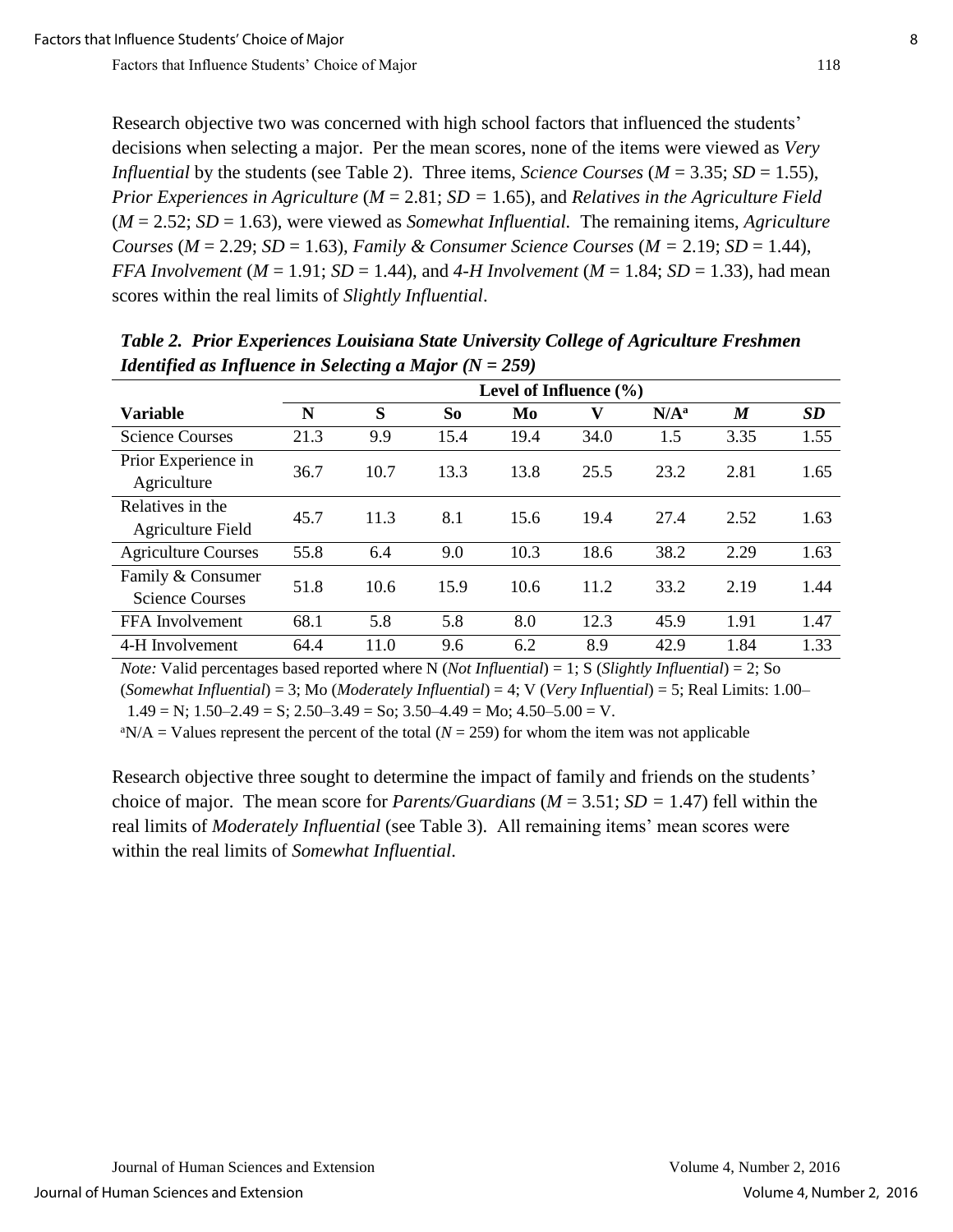Research objective two was concerned with high school factors that influenced the students' decisions when selecting a major. Per the mean scores, none of the items were viewed as *Very Influential* by the students (see Table 2). Three items, *Science Courses* ($M$ = 3.35; $SD$ = 1.55), *Prior Experiences in Agriculture* ($M$ = 2.81; $SD$ = 1.65), and *Relatives in the Agriculture Field* ($M$ = 2.52; $SD$ = 1.63), were viewed as *Somewhat Influential.* The remaining items, *Agriculture Courses* ($M$ = 2.29; $SD$ = 1.63), *Family & Consumer Science Courses* ($M$ = 2.19; $SD$ = 1.44), *FFA Involvement* ($M$ = 1.91; $SD$ = 1.44), and *4-H Involvement* ($M$ = 1.84; $SD$ = 1.33), had mean scores within the real limits of *Slightly Influential*.

***Table 2. Prior Experiences Louisiana State University College of Agriculture Freshmen Identified as Influence in Selecting a Major (N = 259)***

| | Level of Influence (%) | | | | | | | |
|---|---|---|---|---|---|---|---|---|
| **Variable** | **N** | **S** | **So** | **Mo** | **V** | **N/A[a]** | ***M*** | ***SD*** |
| Science Courses | 21.3 | 9.9 | 15.4 | 19.4 | 34.0 | 1.5 | 3.35 | 1.55 |
| Prior Experience in Agriculture | 36.7 | 10.7 | 13.3 | 13.8 | 25.5 | 23.2 | 2.81 | 1.65 |
| Relatives in the Agriculture Field | 45.7 | 11.3 | 8.1 | 15.6 | 19.4 | 27.4 | 2.52 | 1.63 |
| Agriculture Courses | 55.8 | 6.4 | 9.0 | 10.3 | 18.6 | 38.2 | 2.29 | 1.63 |
| Family & Consumer Science Courses | 51.8 | 10.6 | 15.9 | 10.6 | 11.2 | 33.2 | 2.19 | 1.44 |
| FFA Involvement | 68.1 | 5.8 | 5.8 | 8.0 | 12.3 | 45.9 | 1.91 | 1.47 |
| 4-H Involvement | 64.4 | 11.0 | 9.6 | 6.2 | 8.9 | 42.9 | 1.84 | 1.33 |

*Note:* Valid percentages based reported where N (*Not Influential*) = 1; S (*Slightly Influential*) = 2; So (*Somewhat Influential*) = 3; Mo (*Moderately Influential*) = 4; V (*Very Influential*) = 5; Real Limits: 1.00–1.49 = N; 1.50–2.49 = S; 2.50–3.49 = So; 3.50–4.49 = Mo; 4.50–5.00 = V.

[a]N/A = Values represent the percent of the total ($N$ = 259) for whom the item was not applicable

Research objective three sought to determine the impact of family and friends on the students' choice of major. The mean score for *Parents/Guardians* ($M$ = 3.51; $SD$ = 1.47) fell within the real limits of *Moderately Influential* (see Table 3). All remaining items' mean scores were within the real limits of *Somewhat Influential*.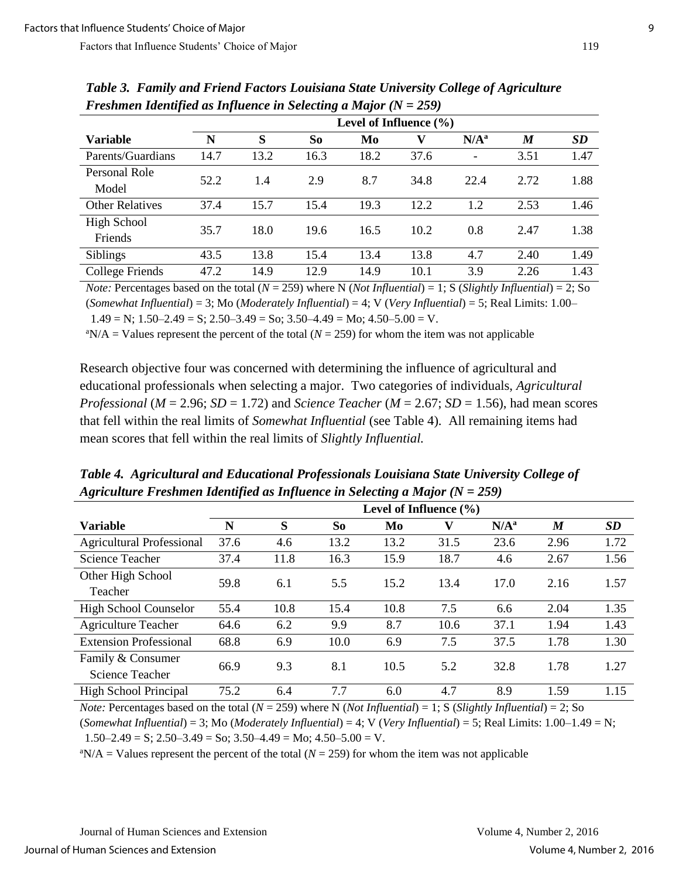***Table 3. Family and Friend Factors Louisiana State University College of Agriculture Freshmen Identified as Influence in Selecting a Major (N = 259)***

| | Level of Influence (%) | | | | | | | |
|---|---|---|---|---|---|---|---|---|
| **Variable** | **N** | **S** | **So** | **Mo** | **V** | **N/A[a]** | ***M*** | ***SD*** |
| Parents/Guardians | 14.7 | 13.2 | 16.3 | 18.2 | 37.6 | - | 3.51 | 1.47 |
| Personal Role Model | 52.2 | 1.4 | 2.9 | 8.7 | 34.8 | 22.4 | 2.72 | 1.88 |
| Other Relatives | 37.4 | 15.7 | 15.4 | 19.3 | 12.2 | 1.2 | 2.53 | 1.46 |
| High School Friends | 35.7 | 18.0 | 19.6 | 16.5 | 10.2 | 0.8 | 2.47 | 1.38 |
| Siblings | 43.5 | 13.8 | 15.4 | 13.4 | 13.8 | 4.7 | 2.40 | 1.49 |
| College Friends | 47.2 | 14.9 | 12.9 | 14.9 | 10.1 | 3.9 | 2.26 | 1.43 |

*Note:* Percentages based on the total (*N* = 259) where N (*Not Influential*) = 1; S (*Slightly Influential*) = 2; So (*Somewhat Influential*) = 3; Mo (*Moderately Influential*) = 4; V (*Very Influential*) = 5; Real Limits: 1.00–1.49 = N; 1.50–2.49 = S; 2.50–3.49 = So; 3.50–4.49 = Mo; 4.50–5.00 = V.

[a]N/A = Values represent the percent of the total (*N* = 259) for whom the item was not applicable

Research objective four was concerned with determining the influence of agricultural and educational professionals when selecting a major. Two categories of individuals, *Agricultural Professional* (*M* = 2.96; *SD* = 1.72) and *Science Teacher* (*M* = 2.67; *SD* = 1.56), had mean scores that fell within the real limits of *Somewhat Influential* (see Table 4). All remaining items had mean scores that fell within the real limits of *Slightly Influential.*

***Table 4. Agricultural and Educational Professionals Louisiana State University College of Agriculture Freshmen Identified as Influence in Selecting a Major (N = 259)***

| | Level of Influence (%) | | | | | | | |
|---|---|---|---|---|---|---|---|---|
| **Variable** | **N** | **S** | **So** | **Mo** | **V** | **N/A[a]** | ***M*** | ***SD*** |
| Agricultural Professional | 37.6 | 4.6 | 13.2 | 13.2 | 31.5 | 23.6 | 2.96 | 1.72 |
| Science Teacher | 37.4 | 11.8 | 16.3 | 15.9 | 18.7 | 4.6 | 2.67 | 1.56 |
| Other High School Teacher | 59.8 | 6.1 | 5.5 | 15.2 | 13.4 | 17.0 | 2.16 | 1.57 |
| High School Counselor | 55.4 | 10.8 | 15.4 | 10.8 | 7.5 | 6.6 | 2.04 | 1.35 |
| Agriculture Teacher | 64.6 | 6.2 | 9.9 | 8.7 | 10.6 | 37.1 | 1.94 | 1.43 |
| Extension Professional | 68.8 | 6.9 | 10.0 | 6.9 | 7.5 | 37.5 | 1.78 | 1.30 |
| Family & Consumer Science Teacher | 66.9 | 9.3 | 8.1 | 10.5 | 5.2 | 32.8 | 1.78 | 1.27 |
| High School Principal | 75.2 | 6.4 | 7.7 | 6.0 | 4.7 | 8.9 | 1.59 | 1.15 |

*Note:* Percentages based on the total (*N* = 259) where N (*Not Influential*) = 1; S (*Slightly Influential*) = 2; So (*Somewhat Influential*) = 3; Mo (*Moderately Influential*) = 4; V (*Very Influential*) = 5; Real Limits: 1.00–1.49 = N; 1.50–2.49 = S; 2.50–3.49 = So; 3.50–4.49 = Mo; 4.50–5.00 = V.

[a]N/A = Values represent the percent of the total (*N* = 259) for whom the item was not applicable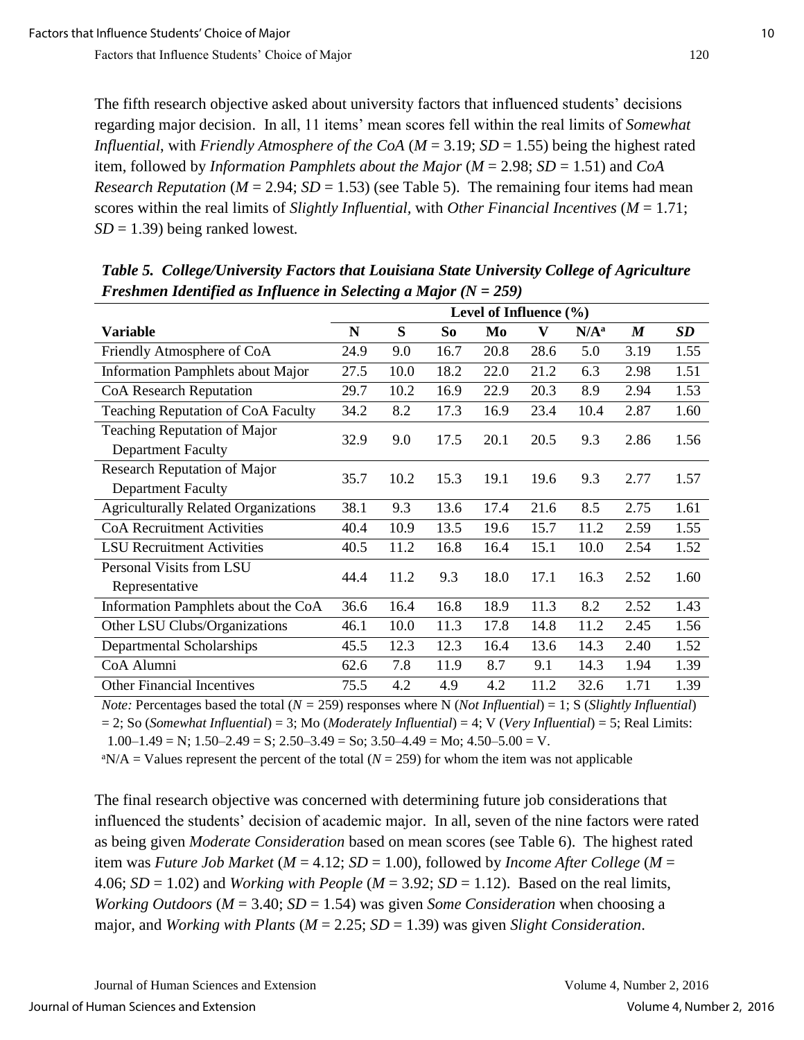The fifth research objective asked about university factors that influenced students' decisions regarding major decision. In all, 11 items' mean scores fell within the real limits of *Somewhat Influential*, with *Friendly Atmosphere of the CoA* (*M* = 3.19; *SD* = 1.55) being the highest rated item, followed by *Information Pamphlets about the Major* (*M* = 2.98; *SD* = 1.51) and *CoA Research Reputation* (*M* = 2.94; *SD* = 1.53) (see Table 5). The remaining four items had mean scores within the real limits of *Slightly Influential*, with *Other Financial Incentives* (*M* = 1.71; *SD* = 1.39) being ranked lowest.

***Table 5. College/University Factors that Louisiana State University College of Agriculture Freshmen Identified as Influence in Selecting a Major (N = 259)***

| | Level of Influence (%) | | | | | | | |
|---|---|---|---|---|---|---|---|---|
| **Variable** | **N** | **S** | **So** | **Mo** | **V** | **N/A[a]** | ***M*** | ***SD*** |
| Friendly Atmosphere of CoA | 24.9 | 9.0 | 16.7 | 20.8 | 28.6 | 5.0 | 3.19 | 1.55 |
| Information Pamphlets about Major | 27.5 | 10.0 | 18.2 | 22.0 | 21.2 | 6.3 | 2.98 | 1.51 |
| CoA Research Reputation | 29.7 | 10.2 | 16.9 | 22.9 | 20.3 | 8.9 | 2.94 | 1.53 |
| Teaching Reputation of CoA Faculty | 34.2 | 8.2 | 17.3 | 16.9 | 23.4 | 10.4 | 2.87 | 1.60 |
| Teaching Reputation of Major Department Faculty | 32.9 | 9.0 | 17.5 | 20.1 | 20.5 | 9.3 | 2.86 | 1.56 |
| Research Reputation of Major Department Faculty | 35.7 | 10.2 | 15.3 | 19.1 | 19.6 | 9.3 | 2.77 | 1.57 |
| Agriculturally Related Organizations | 38.1 | 9.3 | 13.6 | 17.4 | 21.6 | 8.5 | 2.75 | 1.61 |
| CoA Recruitment Activities | 40.4 | 10.9 | 13.5 | 19.6 | 15.7 | 11.2 | 2.59 | 1.55 |
| LSU Recruitment Activities | 40.5 | 11.2 | 16.8 | 16.4 | 15.1 | 10.0 | 2.54 | 1.52 |
| Personal Visits from LSU Representative | 44.4 | 11.2 | 9.3 | 18.0 | 17.1 | 16.3 | 2.52 | 1.60 |
| Information Pamphlets about the CoA | 36.6 | 16.4 | 16.8 | 18.9 | 11.3 | 8.2 | 2.52 | 1.43 |
| Other LSU Clubs/Organizations | 46.1 | 10.0 | 11.3 | 17.8 | 14.8 | 11.2 | 2.45 | 1.56 |
| Departmental Scholarships | 45.5 | 12.3 | 12.3 | 16.4 | 13.6 | 14.3 | 2.40 | 1.52 |
| CoA Alumni | 62.6 | 7.8 | 11.9 | 8.7 | 9.1 | 14.3 | 1.94 | 1.39 |
| Other Financial Incentives | 75.5 | 4.2 | 4.9 | 4.2 | 11.2 | 32.6 | 1.71 | 1.39 |

*Note:* Percentages based the total (*N* = 259) responses where N (*Not Influential*) = 1; S (*Slightly Influential*) = 2; So (*Somewhat Influential*) = 3; Mo (*Moderately Influential*) = 4; V (*Very Influential*) = 5; Real Limits: 1.00–1.49 = N; 1.50–2.49 = S; 2.50–3.49 = So; 3.50–4.49 = Mo; 4.50–5.00 = V.

[a]N/A = Values represent the percent of the total (*N* = 259) for whom the item was not applicable

The final research objective was concerned with determining future job considerations that influenced the students' decision of academic major. In all, seven of the nine factors were rated as being given *Moderate Consideration* based on mean scores (see Table 6). The highest rated item was *Future Job Market* (*M* = 4.12; *SD* = 1.00), followed by *Income After College* (*M* = 4.06; *SD* = 1.02) and *Working with People* (*M* = 3.92; *SD* = 1.12). Based on the real limits, *Working Outdoors* (*M* = 3.40; *SD* = 1.54) was given *Some Consideration* when choosing a major, and *Working with Plants* (*M* = 2.25; *SD* = 1.39) was given *Slight Consideration*.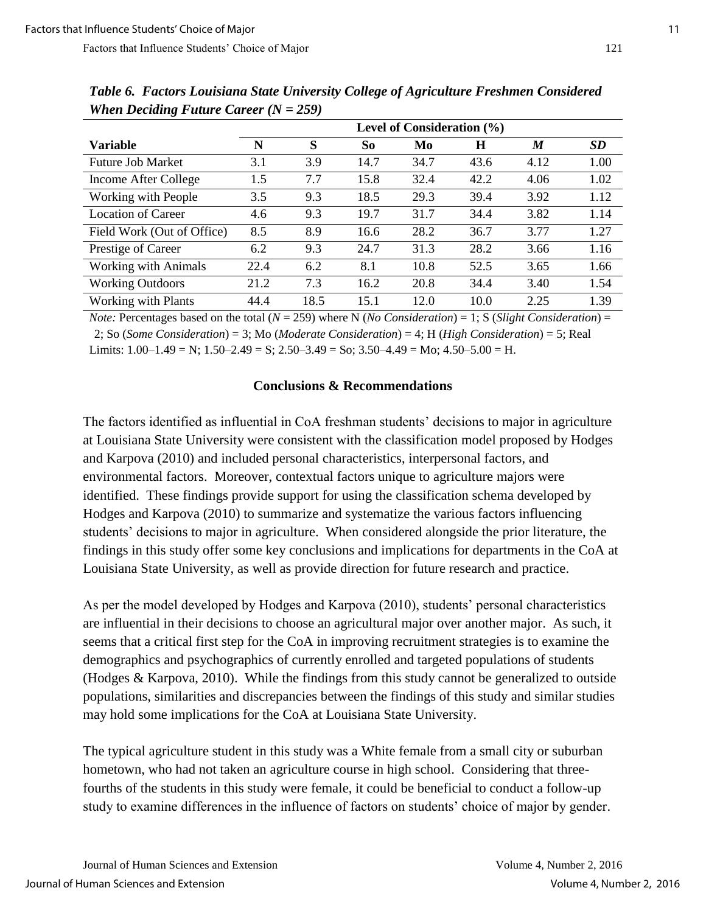*Table 6. Factors Louisiana State University College of Agriculture Freshmen Considered When Deciding Future Career (N = 259)*

| | Level of Consideration (%) | | | | | | |
|---|---|---|---|---|---|---|---|
| **Variable** | **N** | **S** | **So** | **Mo** | **H** | ***M*** | ***SD*** |
| Future Job Market | 3.1 | 3.9 | 14.7 | 34.7 | 43.6 | 4.12 | 1.00 |
| Income After College | 1.5 | 7.7 | 15.8 | 32.4 | 42.2 | 4.06 | 1.02 |
| Working with People | 3.5 | 9.3 | 18.5 | 29.3 | 39.4 | 3.92 | 1.12 |
| Location of Career | 4.6 | 9.3 | 19.7 | 31.7 | 34.4 | 3.82 | 1.14 |
| Field Work (Out of Office) | 8.5 | 8.9 | 16.6 | 28.2 | 36.7 | 3.77 | 1.27 |
| Prestige of Career | 6.2 | 9.3 | 24.7 | 31.3 | 28.2 | 3.66 | 1.16 |
| Working with Animals | 22.4 | 6.2 | 8.1 | 10.8 | 52.5 | 3.65 | 1.66 |
| Working Outdoors | 21.2 | 7.3 | 16.2 | 20.8 | 34.4 | 3.40 | 1.54 |
| Working with Plants | 44.4 | 18.5 | 15.1 | 12.0 | 10.0 | 2.25 | 1.39 |

*Note:* Percentages based on the total (*N* = 259) where N (*No Consideration*) = 1; S (*Slight Consideration*) = 2; So (*Some Consideration*) = 3; Mo (*Moderate Consideration*) = 4; H (*High Consideration*) = 5; Real Limits: 1.00–1.49 = N; 1.50–2.49 = S; 2.50–3.49 = So; 3.50–4.49 = Mo; 4.50–5.00 = H.

## Conclusions & Recommendations

The factors identified as influential in CoA freshman students' decisions to major in agriculture at Louisiana State University were consistent with the classification model proposed by Hodges and Karpova (2010) and included personal characteristics, interpersonal factors, and environmental factors. Moreover, contextual factors unique to agriculture majors were identified. These findings provide support for using the classification schema developed by Hodges and Karpova (2010) to summarize and systematize the various factors influencing students' decisions to major in agriculture. When considered alongside the prior literature, the findings in this study offer some key conclusions and implications for departments in the CoA at Louisiana State University, as well as provide direction for future research and practice.

As per the model developed by Hodges and Karpova (2010), students' personal characteristics are influential in their decisions to choose an agricultural major over another major. As such, it seems that a critical first step for the CoA in improving recruitment strategies is to examine the demographics and psychographics of currently enrolled and targeted populations of students (Hodges & Karpova, 2010). While the findings from this study cannot be generalized to outside populations, similarities and discrepancies between the findings of this study and similar studies may hold some implications for the CoA at Louisiana State University.

The typical agriculture student in this study was a White female from a small city or suburban hometown, who had not taken an agriculture course in high school. Considering that three-fourths of the students in this study were female, it could be beneficial to conduct a follow-up study to examine differences in the influence of factors on students' choice of major by gender.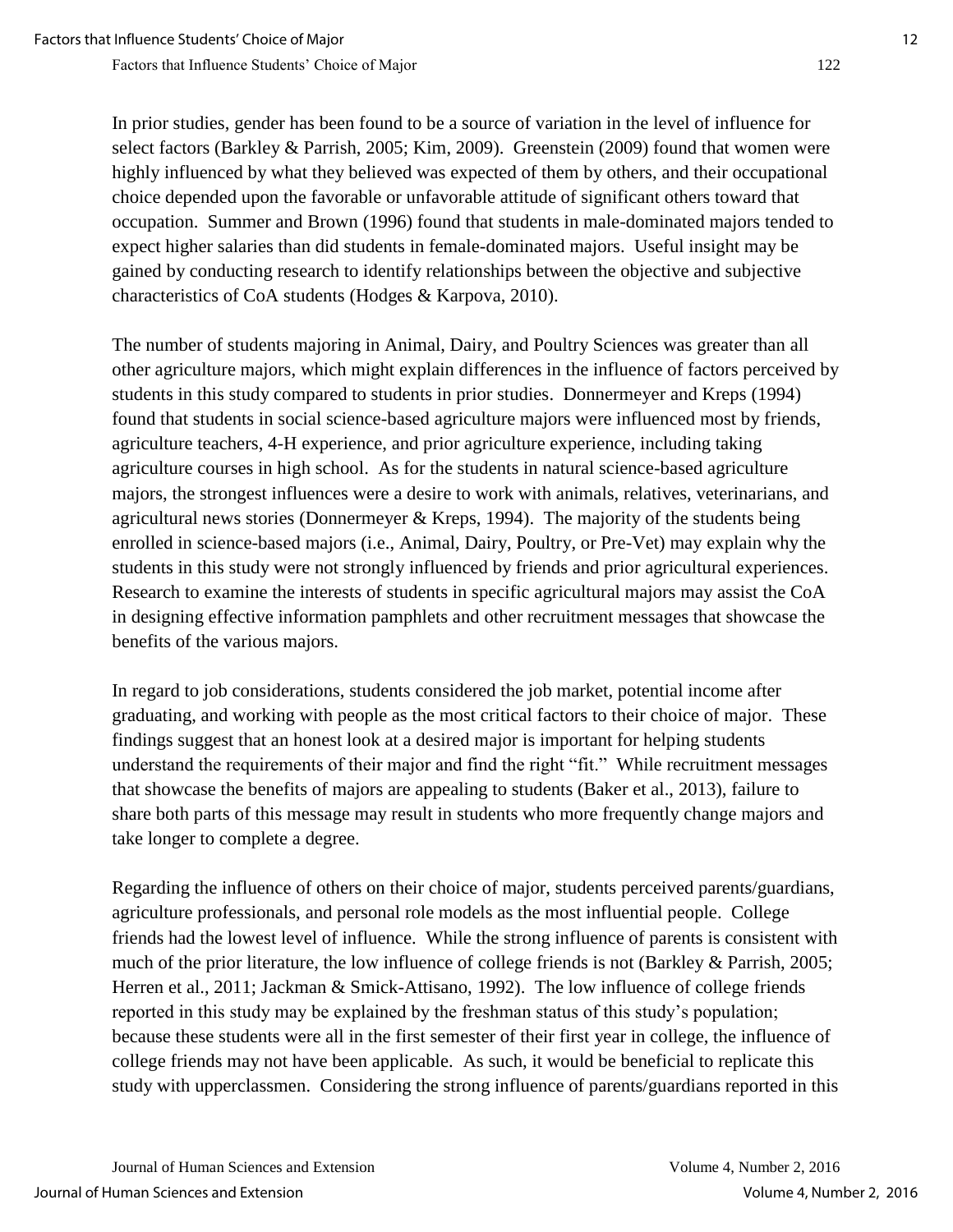In prior studies, gender has been found to be a source of variation in the level of influence for select factors (Barkley & Parrish, 2005; Kim, 2009). Greenstein (2009) found that women were highly influenced by what they believed was expected of them by others, and their occupational choice depended upon the favorable or unfavorable attitude of significant others toward that occupation. Summer and Brown (1996) found that students in male-dominated majors tended to expect higher salaries than did students in female-dominated majors. Useful insight may be gained by conducting research to identify relationships between the objective and subjective characteristics of CoA students (Hodges & Karpova, 2010).

The number of students majoring in Animal, Dairy, and Poultry Sciences was greater than all other agriculture majors, which might explain differences in the influence of factors perceived by students in this study compared to students in prior studies. Donnermeyer and Kreps (1994) found that students in social science-based agriculture majors were influenced most by friends, agriculture teachers, 4-H experience, and prior agriculture experience, including taking agriculture courses in high school. As for the students in natural science-based agriculture majors, the strongest influences were a desire to work with animals, relatives, veterinarians, and agricultural news stories (Donnermeyer & Kreps, 1994). The majority of the students being enrolled in science-based majors (i.e., Animal, Dairy, Poultry, or Pre-Vet) may explain why the students in this study were not strongly influenced by friends and prior agricultural experiences. Research to examine the interests of students in specific agricultural majors may assist the CoA in designing effective information pamphlets and other recruitment messages that showcase the benefits of the various majors.

In regard to job considerations, students considered the job market, potential income after graduating, and working with people as the most critical factors to their choice of major. These findings suggest that an honest look at a desired major is important for helping students understand the requirements of their major and find the right "fit." While recruitment messages that showcase the benefits of majors are appealing to students (Baker et al., 2013), failure to share both parts of this message may result in students who more frequently change majors and take longer to complete a degree.

Regarding the influence of others on their choice of major, students perceived parents/guardians, agriculture professionals, and personal role models as the most influential people. College friends had the lowest level of influence. While the strong influence of parents is consistent with much of the prior literature, the low influence of college friends is not (Barkley & Parrish, 2005; Herren et al., 2011; Jackman & Smick-Attisano, 1992). The low influence of college friends reported in this study may be explained by the freshman status of this study's population; because these students were all in the first semester of their first year in college, the influence of college friends may not have been applicable. As such, it would be beneficial to replicate this study with upperclassmen. Considering the strong influence of parents/guardians reported in this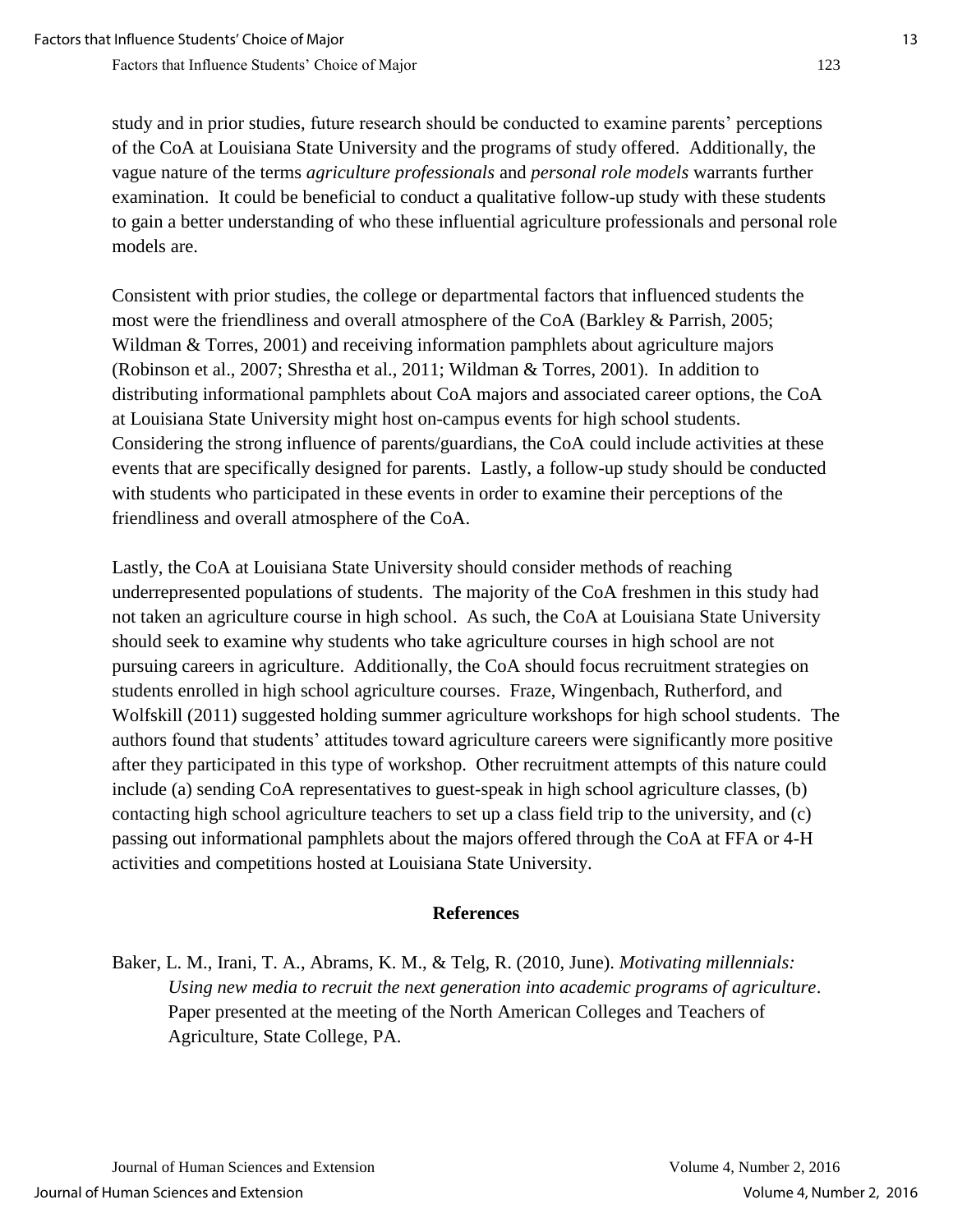study and in prior studies, future research should be conducted to examine parents' perceptions of the CoA at Louisiana State University and the programs of study offered. Additionally, the vague nature of the terms *agriculture professionals* and *personal role models* warrants further examination. It could be beneficial to conduct a qualitative follow-up study with these students to gain a better understanding of who these influential agriculture professionals and personal role models are.

Consistent with prior studies, the college or departmental factors that influenced students the most were the friendliness and overall atmosphere of the CoA (Barkley & Parrish, 2005; Wildman & Torres, 2001) and receiving information pamphlets about agriculture majors (Robinson et al., 2007; Shrestha et al., 2011; Wildman & Torres, 2001). In addition to distributing informational pamphlets about CoA majors and associated career options, the CoA at Louisiana State University might host on-campus events for high school students. Considering the strong influence of parents/guardians, the CoA could include activities at these events that are specifically designed for parents. Lastly, a follow-up study should be conducted with students who participated in these events in order to examine their perceptions of the friendliness and overall atmosphere of the CoA.

Lastly, the CoA at Louisiana State University should consider methods of reaching underrepresented populations of students. The majority of the CoA freshmen in this study had not taken an agriculture course in high school. As such, the CoA at Louisiana State University should seek to examine why students who take agriculture courses in high school are not pursuing careers in agriculture. Additionally, the CoA should focus recruitment strategies on students enrolled in high school agriculture courses. Fraze, Wingenbach, Rutherford, and Wolfskill (2011) suggested holding summer agriculture workshops for high school students. The authors found that students' attitudes toward agriculture careers were significantly more positive after they participated in this type of workshop. Other recruitment attempts of this nature could include (a) sending CoA representatives to guest-speak in high school agriculture classes, (b) contacting high school agriculture teachers to set up a class field trip to the university, and (c) passing out informational pamphlets about the majors offered through the CoA at FFA or 4-H activities and competitions hosted at Louisiana State University.

## References

Baker, L. M., Irani, T. A., Abrams, K. M., & Telg, R. (2010, June). *Motivating millennials: Using new media to recruit the next generation into academic programs of agriculture*. Paper presented at the meeting of the North American Colleges and Teachers of Agriculture, State College, PA.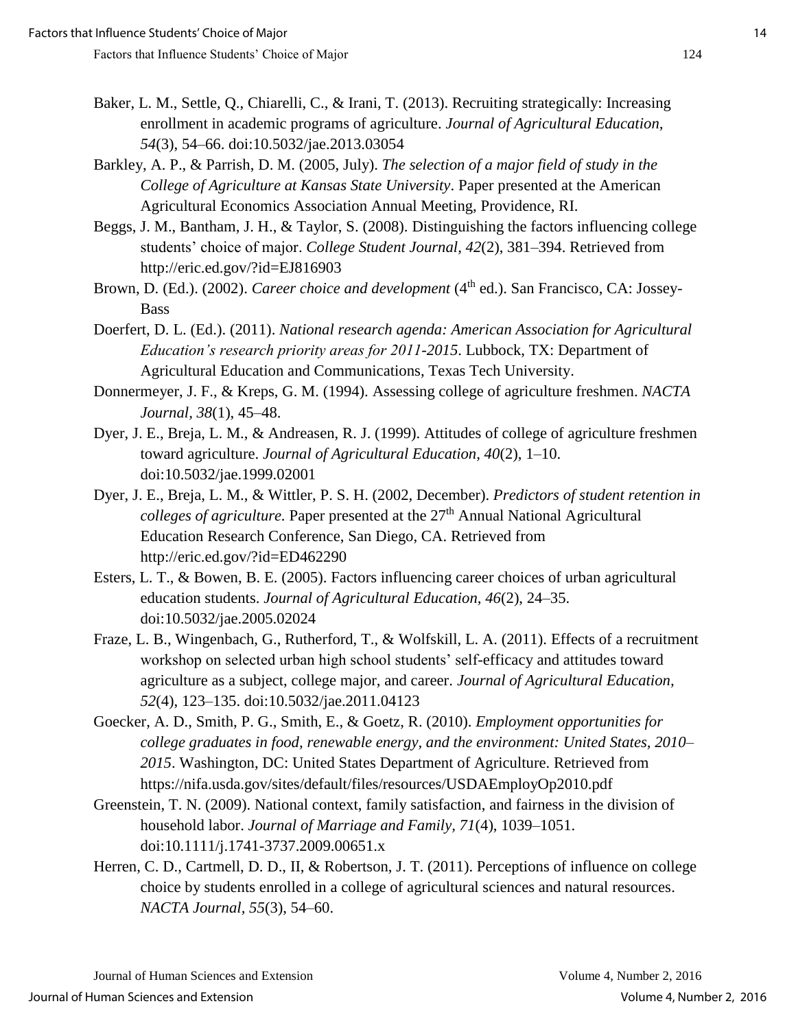Baker, L. M., Settle, Q., Chiarelli, C., & Irani, T. (2013). Recruiting strategically: Increasing enrollment in academic programs of agriculture. *Journal of Agricultural Education, 54*(3), 54–66. doi:10.5032/jae.2013.03054

Barkley, A. P., & Parrish, D. M. (2005, July). *The selection of a major field of study in the College of Agriculture at Kansas State University*. Paper presented at the American Agricultural Economics Association Annual Meeting, Providence, RI.

Beggs, J. M., Bantham, J. H., & Taylor, S. (2008). Distinguishing the factors influencing college students' choice of major. *College Student Journal, 42*(2), 381–394. Retrieved from http://eric.ed.gov/?id=EJ816903

Brown, D. (Ed.). (2002). *Career choice and development* (4th ed.). San Francisco, CA: Jossey-Bass

Doerfert, D. L. (Ed.). (2011). *National research agenda: American Association for Agricultural Education's research priority areas for 2011-2015*. Lubbock, TX: Department of Agricultural Education and Communications, Texas Tech University.

Donnermeyer, J. F., & Kreps, G. M. (1994). Assessing college of agriculture freshmen. *NACTA Journal, 38*(1), 45–48.

Dyer, J. E., Breja, L. M., & Andreasen, R. J. (1999). Attitudes of college of agriculture freshmen toward agriculture. *Journal of Agricultural Education, 40*(2), 1–10. doi:10.5032/jae.1999.02001

Dyer, J. E., Breja, L. M., & Wittler, P. S. H. (2002, December). *Predictors of student retention in colleges of agriculture.* Paper presented at the 27th Annual National Agricultural Education Research Conference, San Diego, CA. Retrieved from http://eric.ed.gov/?id=ED462290

Esters, L. T., & Bowen, B. E. (2005). Factors influencing career choices of urban agricultural education students. *Journal of Agricultural Education, 46*(2), 24–35. doi:10.5032/jae.2005.02024

Fraze, L. B., Wingenbach, G., Rutherford, T., & Wolfskill, L. A. (2011). Effects of a recruitment workshop on selected urban high school students' self-efficacy and attitudes toward agriculture as a subject, college major, and career. *Journal of Agricultural Education, 52*(4), 123–135. doi:10.5032/jae.2011.04123

Goecker, A. D., Smith, P. G., Smith, E., & Goetz, R. (2010). *Employment opportunities for college graduates in food, renewable energy, and the environment: United States, 2010–2015*. Washington, DC: United States Department of Agriculture. Retrieved from https://nifa.usda.gov/sites/default/files/resources/USDAEmployOp2010.pdf

Greenstein, T. N. (2009). National context, family satisfaction, and fairness in the division of household labor. *Journal of Marriage and Family, 71*(4), 1039–1051. doi:10.1111/j.1741-3737.2009.00651.x

Herren, C. D., Cartmell, D. D., II, & Robertson, J. T. (2011). Perceptions of influence on college choice by students enrolled in a college of agricultural sciences and natural resources. *NACTA Journal, 55*(3), 54–60.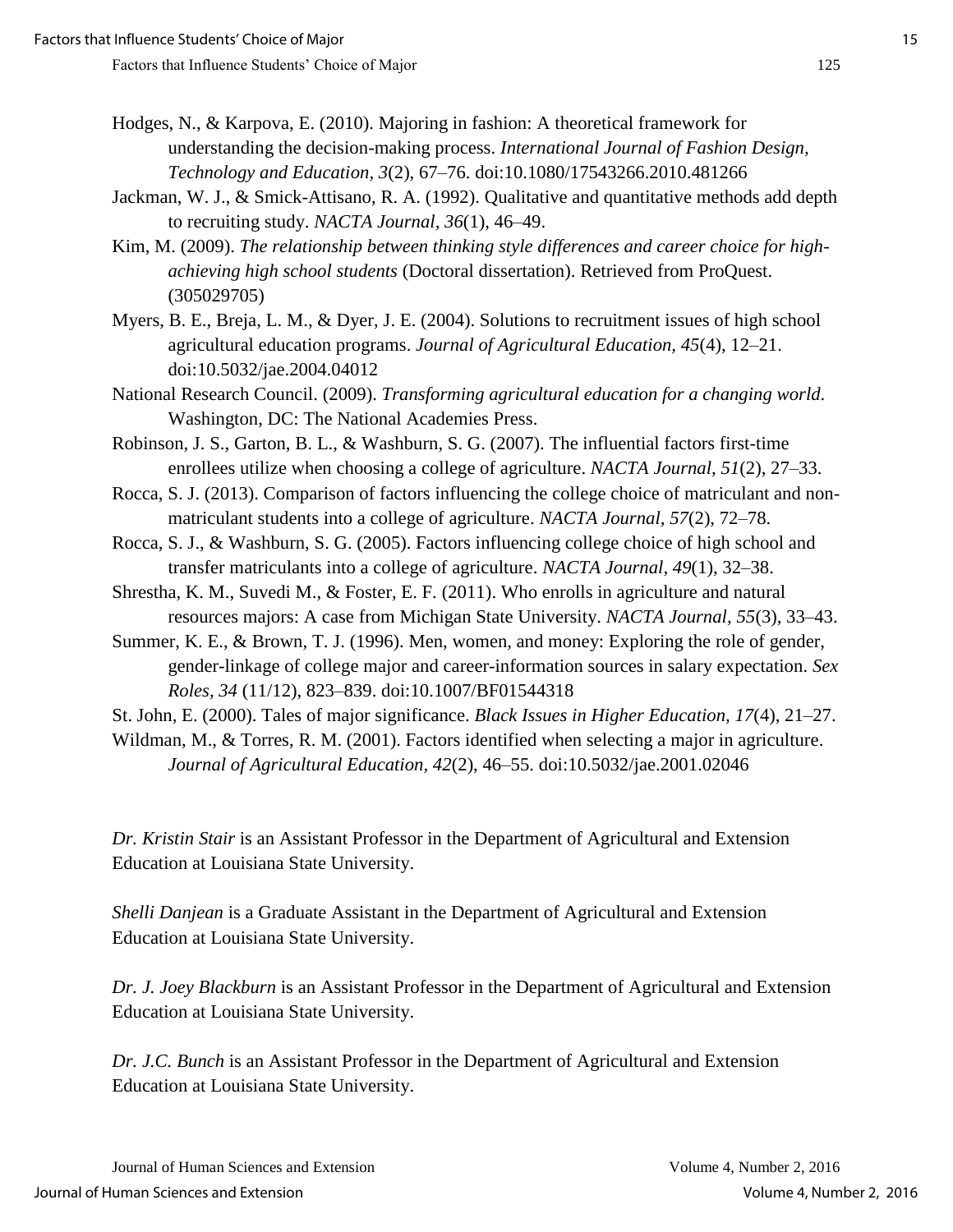Hodges, N., & Karpova, E. (2010). Majoring in fashion: A theoretical framework for understanding the decision-making process. *International Journal of Fashion Design, Technology and Education, 3*(2), 67–76. doi:10.1080/17543266.2010.481266

Jackman, W. J., & Smick-Attisano, R. A. (1992). Qualitative and quantitative methods add depth to recruiting study. *NACTA Journal, 36*(1), 46–49.

Kim, M. (2009). *The relationship between thinking style differences and career choice for high-achieving high school students* (Doctoral dissertation). Retrieved from ProQuest. (305029705)

Myers, B. E., Breja, L. M., & Dyer, J. E. (2004). Solutions to recruitment issues of high school agricultural education programs. *Journal of Agricultural Education, 45*(4), 12–21. doi:10.5032/jae.2004.04012

National Research Council. (2009). *Transforming agricultural education for a changing world*. Washington, DC: The National Academies Press.

Robinson, J. S., Garton, B. L., & Washburn, S. G. (2007). The influential factors first-time enrollees utilize when choosing a college of agriculture. *NACTA Journal, 51*(2), 27–33.

Rocca, S. J. (2013). Comparison of factors influencing the college choice of matriculant and non-matriculant students into a college of agriculture. *NACTA Journal, 57*(2), 72–78.

Rocca, S. J., & Washburn, S. G. (2005). Factors influencing college choice of high school and transfer matriculants into a college of agriculture. *NACTA Journal*, *49*(1), 32–38.

Shrestha, K. M., Suvedi M., & Foster, E. F. (2011). Who enrolls in agriculture and natural resources majors: A case from Michigan State University. *NACTA Journal, 55*(3), 33–43.

Summer, K. E., & Brown, T. J. (1996). Men, women, and money: Exploring the role of gender, gender-linkage of college major and career-information sources in salary expectation. *Sex Roles*, *34* (11/12), 823–839. doi:10.1007/BF01544318

St. John, E. (2000). Tales of major significance. *Black Issues in Higher Education*, *17*(4), 21–27.

Wildman, M., & Torres, R. M. (2001). Factors identified when selecting a major in agriculture. *Journal of Agricultural Education, 42*(2), 46–55. doi:10.5032/jae.2001.02046

*Dr. Kristin Stair* is an Assistant Professor in the Department of Agricultural and Extension Education at Louisiana State University.

*Shelli Danjean* is a Graduate Assistant in the Department of Agricultural and Extension Education at Louisiana State University.

*Dr. J. Joey Blackburn* is an Assistant Professor in the Department of Agricultural and Extension Education at Louisiana State University.

*Dr. J.C. Bunch* is an Assistant Professor in the Department of Agricultural and Extension Education at Louisiana State University.